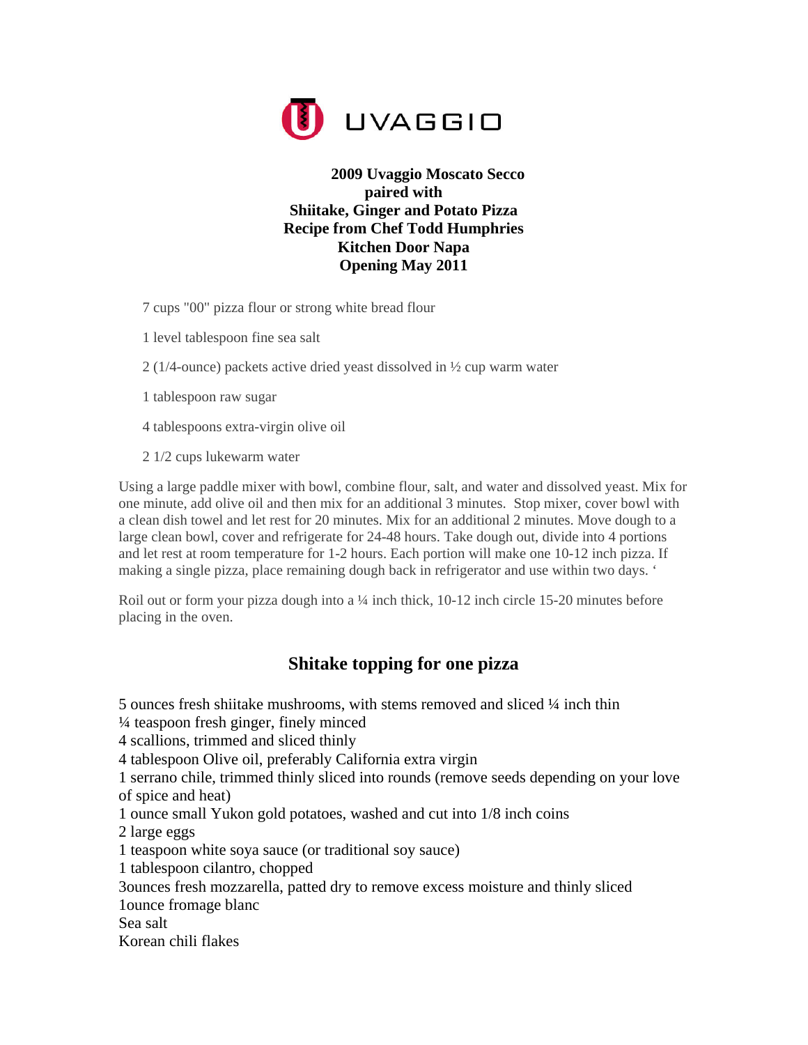UVAGGIO

**2009 Uvaggio Moscato Secco**
**paired with**
**Shiitake, Ginger and Potato Pizza**
**Recipe from Chef Todd Humphries**
**Kitchen Door Napa**
**Opening May 2011**

7 cups "00" pizza flour or strong white bread flour

1 level tablespoon fine sea salt

2 (1/4-ounce) packets active dried yeast dissolved in ½ cup warm water

1 tablespoon raw sugar

4 tablespoons extra-virgin olive oil

2 1/2 cups lukewarm water

Using a large paddle mixer with bowl, combine flour, salt, and water and dissolved yeast. Mix for one minute, add olive oil and then mix for an additional 3 minutes. Stop mixer, cover bowl with a clean dish towel and let rest for 20 minutes. Mix for an additional 2 minutes. Move dough to a large clean bowl, cover and refrigerate for 24-48 hours. Take dough out, divide into 4 portions and let rest at room temperature for 1-2 hours. Each portion will make one 10-12 inch pizza. If making a single pizza, place remaining dough back in refrigerator and use within two days. '

Roil out or form your pizza dough into a ¼ inch thick, 10-12 inch circle 15-20 minutes before placing in the oven.

## Shitake topping for one pizza

5 ounces fresh shiitake mushrooms, with stems removed and sliced ¼ inch thin
¼ teaspoon fresh ginger, finely minced
4 scallions, trimmed and sliced thinly
4 tablespoon Olive oil, preferably California extra virgin
1 serrano chile, trimmed thinly sliced into rounds (remove seeds depending on your love of spice and heat)
1 ounce small Yukon gold potatoes, washed and cut into 1/8 inch coins
2 large eggs
1 teaspoon white soya sauce (or traditional soy sauce)
1 tablespoon cilantro, chopped
3ounces fresh mozzarella, patted dry to remove excess moisture and thinly sliced
1ounce fromage blanc
Sea salt
Korean chili flakes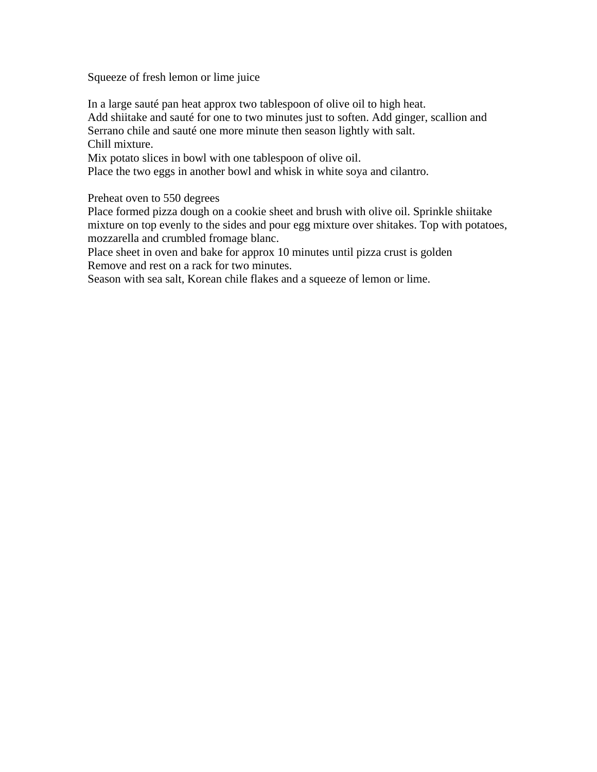Squeeze of fresh lemon or lime juice

In a large sauté pan heat approx two tablespoon of olive oil to high heat.
Add shiitake and sauté for one to two minutes just to soften. Add ginger, scallion and Serrano chile and sauté one more minute then season lightly with salt.
Chill mixture.
Mix potato slices in bowl with one tablespoon of olive oil.
Place the two eggs in another bowl and whisk in white soya and cilantro.

Preheat oven to 550 degrees
Place formed pizza dough on a cookie sheet and brush with olive oil. Sprinkle shiitake mixture on top evenly to the sides and pour egg mixture over shitakes. Top with potatoes, mozzarella and crumbled fromage blanc.
Place sheet in oven and bake for approx 10 minutes until pizza crust is golden
Remove and rest on a rack for two minutes.
Season with sea salt, Korean chile flakes and a squeeze of lemon or lime.